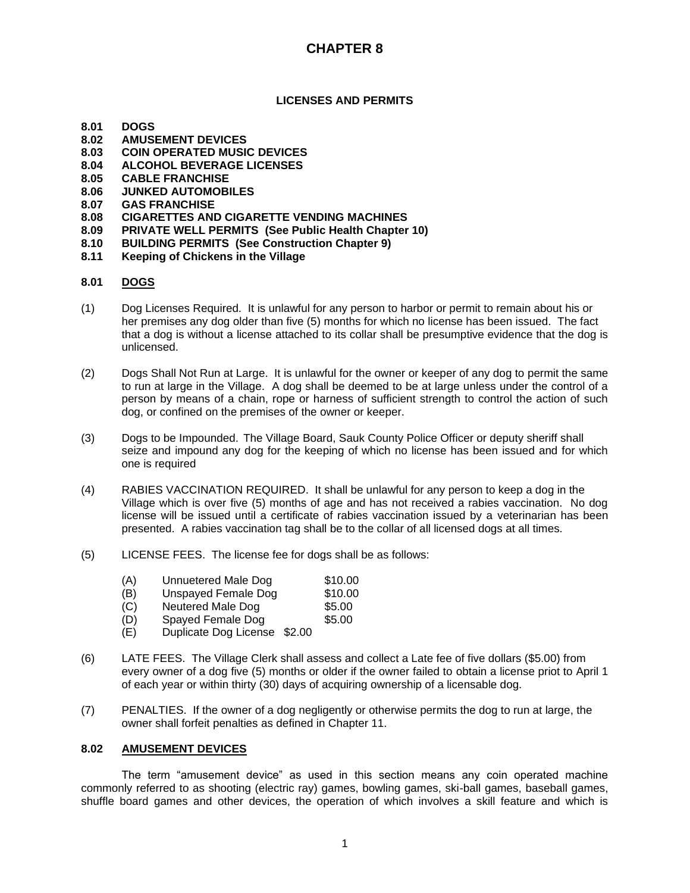# CHAPTER 8

## LICENSES AND PERMITS

**8.01 DOGS**
**8.02 AMUSEMENT DEVICES**
**8.03 COIN OPERATED MUSIC DEVICES**
**8.04 ALCOHOL BEVERAGE LICENSES**
**8.05 CABLE FRANCHISE**
**8.06 JUNKED AUTOMOBILES**
**8.07 GAS FRANCHISE**
**8.08 CIGARETTES AND CIGARETTE VENDING MACHINES**
**8.09 PRIVATE WELL PERMITS (See Public Health Chapter 10)**
**8.10 BUILDING PERMITS (See Construction Chapter 9)**
**8.11 Keeping of Chickens in the Village**

### 8.01 DOGS

(1) Dog Licenses Required. It is unlawful for any person to harbor or permit to remain about his or her premises any dog older than five (5) months for which no license has been issued. The fact that a dog is without a license attached to its collar shall be presumptive evidence that the dog is unlicensed.

(2) Dogs Shall Not Run at Large. It is unlawful for the owner or keeper of any dog to permit the same to run at large in the Village. A dog shall be deemed to be at large unless under the control of a person by means of a chain, rope or harness of sufficient strength to control the action of such dog, or confined on the premises of the owner or keeper.

(3) Dogs to be Impounded. The Village Board, Sauk County Police Officer or deputy sheriff shall seize and impound any dog for the keeping of which no license has been issued and for which one is required

(4) RABIES VACCINATION REQUIRED. It shall be unlawful for any person to keep a dog in the Village which is over five (5) months of age and has not received a rabies vaccination. No dog license will be issued until a certificate of rabies vaccination issued by a veterinarian has been presented. A rabies vaccination tag shall be to the collar of all licensed dogs at all times.

(5) LICENSE FEES. The license fee for dogs shall be as follows:

- (A) Unnuetered Male Dog $10.00
- (B) Unspayed Female Dog $10.00
- (C) Neutered Male Dog $5.00
- (D) Spayed Female Dog $5.00
- (E) Duplicate Dog License $2.00

(6) LATE FEES. The Village Clerk shall assess and collect a Late fee of five dollars ($5.00) from every owner of a dog five (5) months or older if the owner failed to obtain a license priot to April 1 of each year or within thirty (30) days of acquiring ownership of a licensable dog.

(7) PENALTIES. If the owner of a dog negligently or otherwise permits the dog to run at large, the owner shall forfeit penalties as defined in Chapter 11.

### 8.02 AMUSEMENT DEVICES

The term “amusement device” as used in this section means any coin operated machine commonly referred to as shooting (electric ray) games, bowling games, ski-ball games, baseball games, shuffle board games and other devices, the operation of which involves a skill feature and which is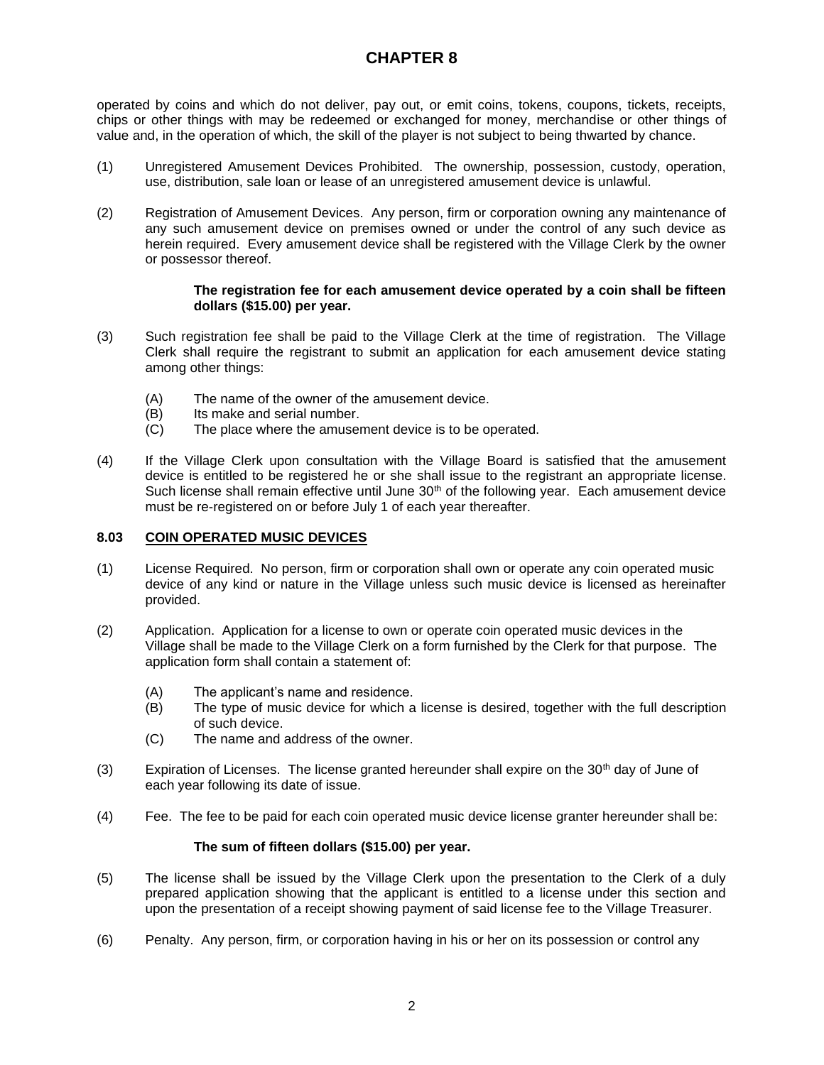# CHAPTER 8

operated by coins and which do not deliver, pay out, or emit coins, tokens, coupons, tickets, receipts, chips or other things with may be redeemed or exchanged for money, merchandise or other things of value and, in the operation of which, the skill of the player is not subject to being thwarted by chance.

(1) Unregistered Amusement Devices Prohibited. The ownership, possession, custody, operation, use, distribution, sale loan or lease of an unregistered amusement device is unlawful.

(2) Registration of Amusement Devices. Any person, firm or corporation owning any maintenance of any such amusement device on premises owned or under the control of any such device as herein required. Every amusement device shall be registered with the Village Clerk by the owner or possessor thereof.

**The registration fee for each amusement device operated by a coin shall be fifteen dollars ($15.00) per year.**

(3) Such registration fee shall be paid to the Village Clerk at the time of registration. The Village Clerk shall require the registrant to submit an application for each amusement device stating among other things:

- (A) The name of the owner of the amusement device.
- (B) Its make and serial number.
- (C) The place where the amusement device is to be operated.

(4) If the Village Clerk upon consultation with the Village Board is satisfied that the amusement device is entitled to be registered he or she shall issue to the registrant an appropriate license. Such license shall remain effective until June 30th of the following year. Each amusement device must be re-registered on or before July 1 of each year thereafter.

### 8.03 COIN OPERATED MUSIC DEVICES

(1) License Required. No person, firm or corporation shall own or operate any coin operated music device of any kind or nature in the Village unless such music device is licensed as hereinafter provided.

(2) Application. Application for a license to own or operate coin operated music devices in the Village shall be made to the Village Clerk on a form furnished by the Clerk for that purpose. The application form shall contain a statement of:

- (A) The applicant's name and residence.
- (B) The type of music device for which a license is desired, together with the full description of such device.
- (C) The name and address of the owner.

(3) Expiration of Licenses. The license granted hereunder shall expire on the 30th day of June of each year following its date of issue.

(4) Fee. The fee to be paid for each coin operated music device license granter hereunder shall be:

**The sum of fifteen dollars ($15.00) per year.**

(5) The license shall be issued by the Village Clerk upon the presentation to the Clerk of a duly prepared application showing that the applicant is entitled to a license under this section and upon the presentation of a receipt showing payment of said license fee to the Village Treasurer.

(6) Penalty. Any person, firm, or corporation having in his or her on its possession or control any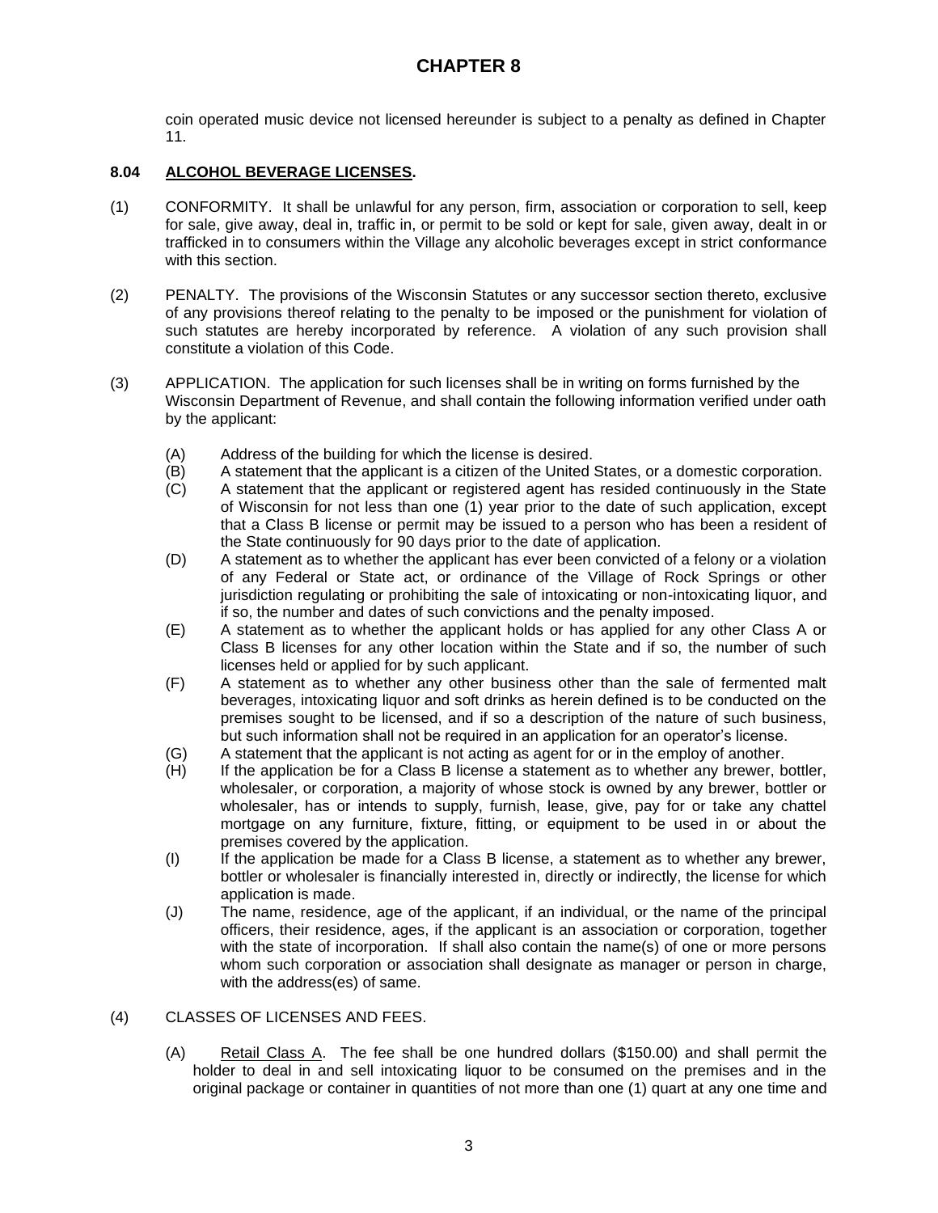coin operated music device not licensed hereunder is subject to a penalty as defined in Chapter 11.

### 8.04 ALCOHOL BEVERAGE LICENSES.

(1) CONFORMITY. It shall be unlawful for any person, firm, association or corporation to sell, keep for sale, give away, deal in, traffic in, or permit to be sold or kept for sale, given away, dealt in or trafficked in to consumers within the Village any alcoholic beverages except in strict conformance with this section.

(2) PENALTY. The provisions of the Wisconsin Statutes or any successor section thereto, exclusive of any provisions thereof relating to the penalty to be imposed or the punishment for violation of such statutes are hereby incorporated by reference. A violation of any such provision shall constitute a violation of this Code.

(3) APPLICATION. The application for such licenses shall be in writing on forms furnished by the Wisconsin Department of Revenue, and shall contain the following information verified under oath by the applicant:

- (A) Address of the building for which the license is desired.
- (B) A statement that the applicant is a citizen of the United States, or a domestic corporation.
- (C) A statement that the applicant or registered agent has resided continuously in the State of Wisconsin for not less than one (1) year prior to the date of such application, except that a Class B license or permit may be issued to a person who has been a resident of the State continuously for 90 days prior to the date of application.
- (D) A statement as to whether the applicant has ever been convicted of a felony or a violation of any Federal or State act, or ordinance of the Village of Rock Springs or other jurisdiction regulating or prohibiting the sale of intoxicating or non-intoxicating liquor, and if so, the number and dates of such convictions and the penalty imposed.
- (E) A statement as to whether the applicant holds or has applied for any other Class A or Class B licenses for any other location within the State and if so, the number of such licenses held or applied for by such applicant.
- (F) A statement as to whether any other business other than the sale of fermented malt beverages, intoxicating liquor and soft drinks as herein defined is to be conducted on the premises sought to be licensed, and if so a description of the nature of such business, but such information shall not be required in an application for an operator's license.
- (G) A statement that the applicant is not acting as agent for or in the employ of another.
- (H) If the application be for a Class B license a statement as to whether any brewer, bottler, wholesaler, or corporation, a majority of whose stock is owned by any brewer, bottler or wholesaler, has or intends to supply, furnish, lease, give, pay for or take any chattel mortgage on any furniture, fixture, fitting, or equipment to be used in or about the premises covered by the application.
- (I) If the application be made for a Class B license, a statement as to whether any brewer, bottler or wholesaler is financially interested in, directly or indirectly, the license for which application is made.
- (J) The name, residence, age of the applicant, if an individual, or the name of the principal officers, their residence, ages, if the applicant is an association or corporation, together with the state of incorporation. If shall also contain the name(s) of one or more persons whom such corporation or association shall designate as manager or person in charge, with the address(es) of same.

(4) CLASSES OF LICENSES AND FEES.

(A) Retail Class A. The fee shall be one hundred dollars ($150.00) and shall permit the holder to deal in and sell intoxicating liquor to be consumed on the premises and in the original package or container in quantities of not more than one (1) quart at any one time and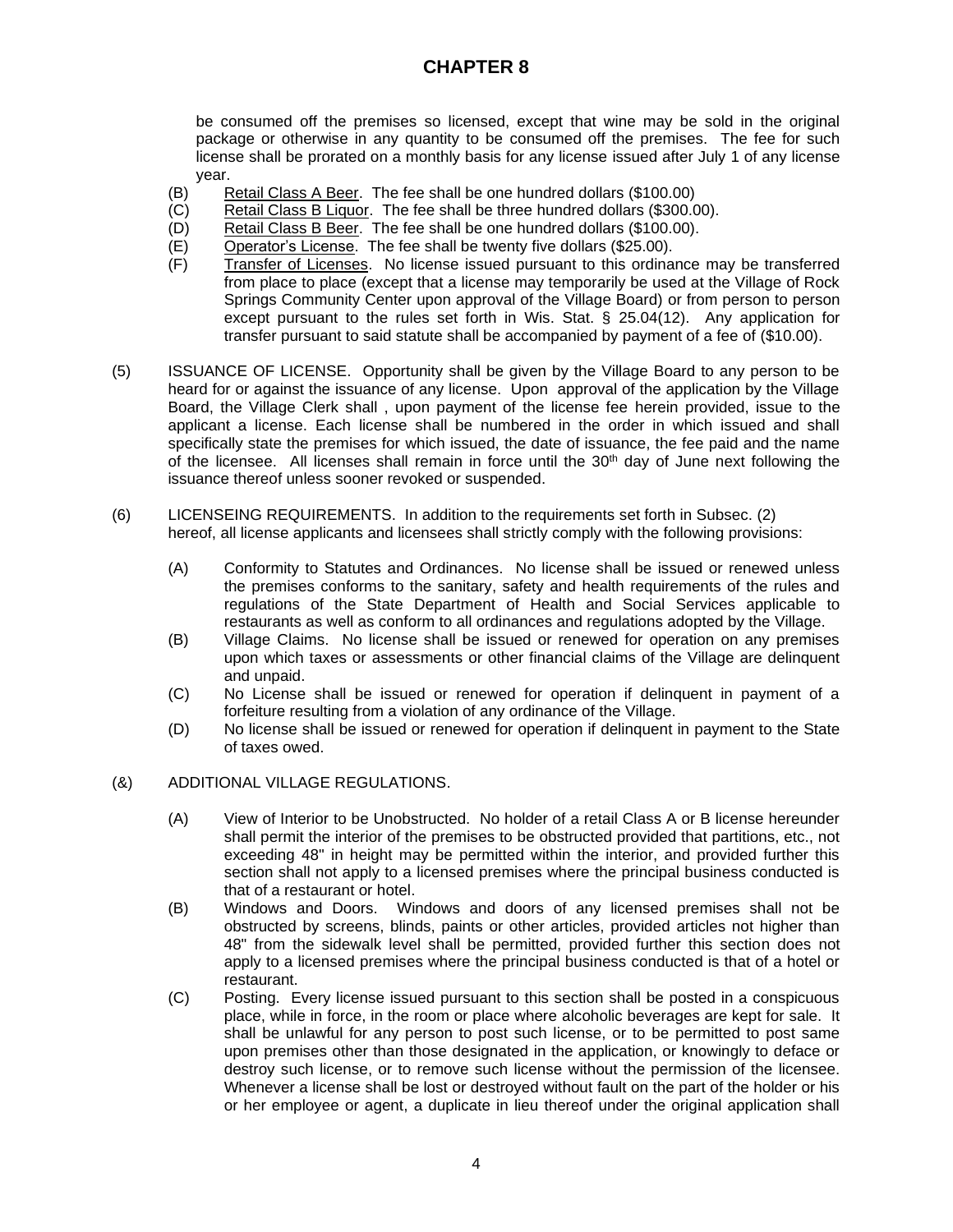# CHAPTER 8

be consumed off the premises so licensed, except that wine may be sold in the original package or otherwise in any quantity to be consumed off the premises. The fee for such license shall be prorated on a monthly basis for any license issued after July 1 of any license year.

(B) Retail Class A Beer. The fee shall be one hundred dollars ($100.00)

(C) Retail Class B Liquor. The fee shall be three hundred dollars ($300.00).

(D) Retail Class B Beer. The fee shall be one hundred dollars ($100.00).

(E) Operator's License. The fee shall be twenty five dollars ($25.00).

(F) Transfer of Licenses. No license issued pursuant to this ordinance may be transferred from place to place (except that a license may temporarily be used at the Village of Rock Springs Community Center upon approval of the Village Board) or from person to person except pursuant to the rules set forth in Wis. Stat. § 25.04(12). Any application for transfer pursuant to said statute shall be accompanied by payment of a fee of ($10.00).

(5) ISSUANCE OF LICENSE. Opportunity shall be given by the Village Board to any person to be heard for or against the issuance of any license. Upon approval of the application by the Village Board, the Village Clerk shall , upon payment of the license fee herein provided, issue to the applicant a license. Each license shall be numbered in the order in which issued and shall specifically state the premises for which issued, the date of issuance, the fee paid and the name of the licensee. All licenses shall remain in force until the 30th day of June next following the issuance thereof unless sooner revoked or suspended.

(6) LICENSEING REQUIREMENTS. In addition to the requirements set forth in Subsec. (2) hereof, all license applicants and licensees shall strictly comply with the following provisions:

(A) Conformity to Statutes and Ordinances. No license shall be issued or renewed unless the premises conforms to the sanitary, safety and health requirements of the rules and regulations of the State Department of Health and Social Services applicable to restaurants as well as conform to all ordinances and regulations adopted by the Village.

(B) Village Claims. No license shall be issued or renewed for operation on any premises upon which taxes or assessments or other financial claims of the Village are delinquent and unpaid.

(C) No License shall be issued or renewed for operation if delinquent in payment of a forfeiture resulting from a violation of any ordinance of the Village.

(D) No license shall be issued or renewed for operation if delinquent in payment to the State of taxes owed.

(&) ADDITIONAL VILLAGE REGULATIONS.

(A) View of Interior to be Unobstructed. No holder of a retail Class A or B license hereunder shall permit the interior of the premises to be obstructed provided that partitions, etc., not exceeding 48" in height may be permitted within the interior, and provided further this section shall not apply to a licensed premises where the principal business conducted is that of a restaurant or hotel.

(B) Windows and Doors. Windows and doors of any licensed premises shall not be obstructed by screens, blinds, paints or other articles, provided articles not higher than 48" from the sidewalk level shall be permitted, provided further this section does not apply to a licensed premises where the principal business conducted is that of a hotel or restaurant.

(C) Posting. Every license issued pursuant to this section shall be posted in a conspicuous place, while in force, in the room or place where alcoholic beverages are kept for sale. It shall be unlawful for any person to post such license, or to be permitted to post same upon premises other than those designated in the application, or knowingly to deface or destroy such license, or to remove such license without the permission of the licensee. Whenever a license shall be lost or destroyed without fault on the part of the holder or his or her employee or agent, a duplicate in lieu thereof under the original application shall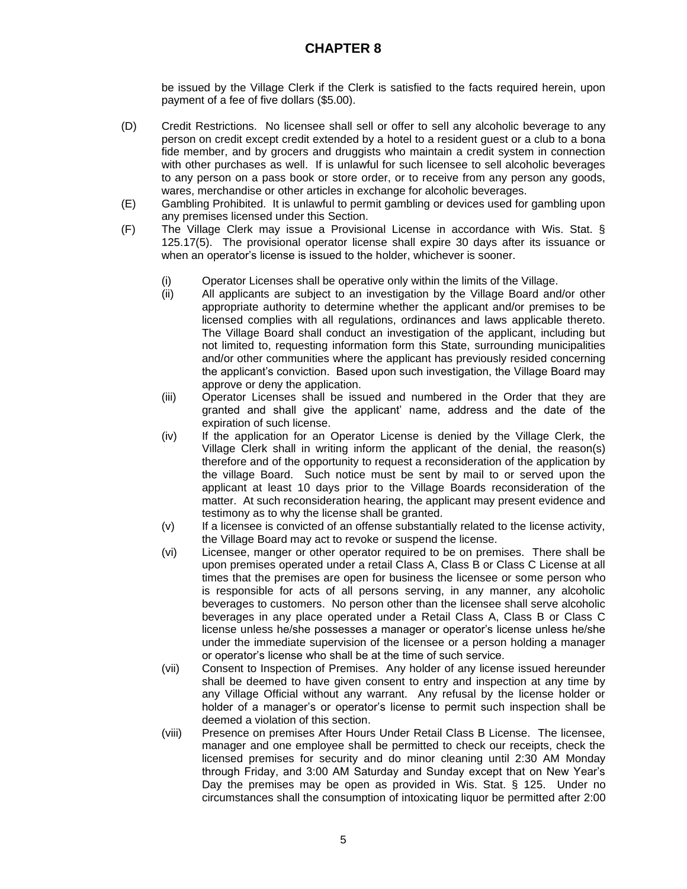be issued by the Village Clerk if the Clerk is satisfied to the facts required herein, upon payment of a fee of five dollars ($5.00).

(D) Credit Restrictions. No licensee shall sell or offer to sell any alcoholic beverage to any person on credit except credit extended by a hotel to a resident guest or a club to a bona fide member, and by grocers and druggists who maintain a credit system in connection with other purchases as well. If is unlawful for such licensee to sell alcoholic beverages to any person on a pass book or store order, or to receive from any person any goods, wares, merchandise or other articles in exchange for alcoholic beverages.

(E) Gambling Prohibited. It is unlawful to permit gambling or devices used for gambling upon any premises licensed under this Section.

(F) The Village Clerk may issue a Provisional License in accordance with Wis. Stat. § 125.17(5). The provisional operator license shall expire 30 days after its issuance or when an operator's license is issued to the holder, whichever is sooner.

(i) Operator Licenses shall be operative only within the limits of the Village.

(ii) All applicants are subject to an investigation by the Village Board and/or other appropriate authority to determine whether the applicant and/or premises to be licensed complies with all regulations, ordinances and laws applicable thereto. The Village Board shall conduct an investigation of the applicant, including but not limited to, requesting information form this State, surrounding municipalities and/or other communities where the applicant has previously resided concerning the applicant's conviction. Based upon such investigation, the Village Board may approve or deny the application.

(iii) Operator Licenses shall be issued and numbered in the Order that they are granted and shall give the applicant' name, address and the date of the expiration of such license.

(iv) If the application for an Operator License is denied by the Village Clerk, the Village Clerk shall in writing inform the applicant of the denial, the reason(s) therefore and of the opportunity to request a reconsideration of the application by the village Board. Such notice must be sent by mail to or served upon the applicant at least 10 days prior to the Village Boards reconsideration of the matter. At such reconsideration hearing, the applicant may present evidence and testimony as to why the license shall be granted.

(v) If a licensee is convicted of an offense substantially related to the license activity, the Village Board may act to revoke or suspend the license.

(vi) Licensee, manger or other operator required to be on premises. There shall be upon premises operated under a retail Class A, Class B or Class C License at all times that the premises are open for business the licensee or some person who is responsible for acts of all persons serving, in any manner, any alcoholic beverages to customers. No person other than the licensee shall serve alcoholic beverages in any place operated under a Retail Class A, Class B or Class C license unless he/she possesses a manager or operator's license unless he/she under the immediate supervision of the licensee or a person holding a manager or operator's license who shall be at the time of such service.

(vii) Consent to Inspection of Premises. Any holder of any license issued hereunder shall be deemed to have given consent to entry and inspection at any time by any Village Official without any warrant. Any refusal by the license holder or holder of a manager's or operator's license to permit such inspection shall be deemed a violation of this section.

(viii) Presence on premises After Hours Under Retail Class B License. The licensee, manager and one employee shall be permitted to check our receipts, check the licensed premises for security and do minor cleaning until 2:30 AM Monday through Friday, and 3:00 AM Saturday and Sunday except that on New Year's Day the premises may be open as provided in Wis. Stat. § 125. Under no circumstances shall the consumption of intoxicating liquor be permitted after 2:00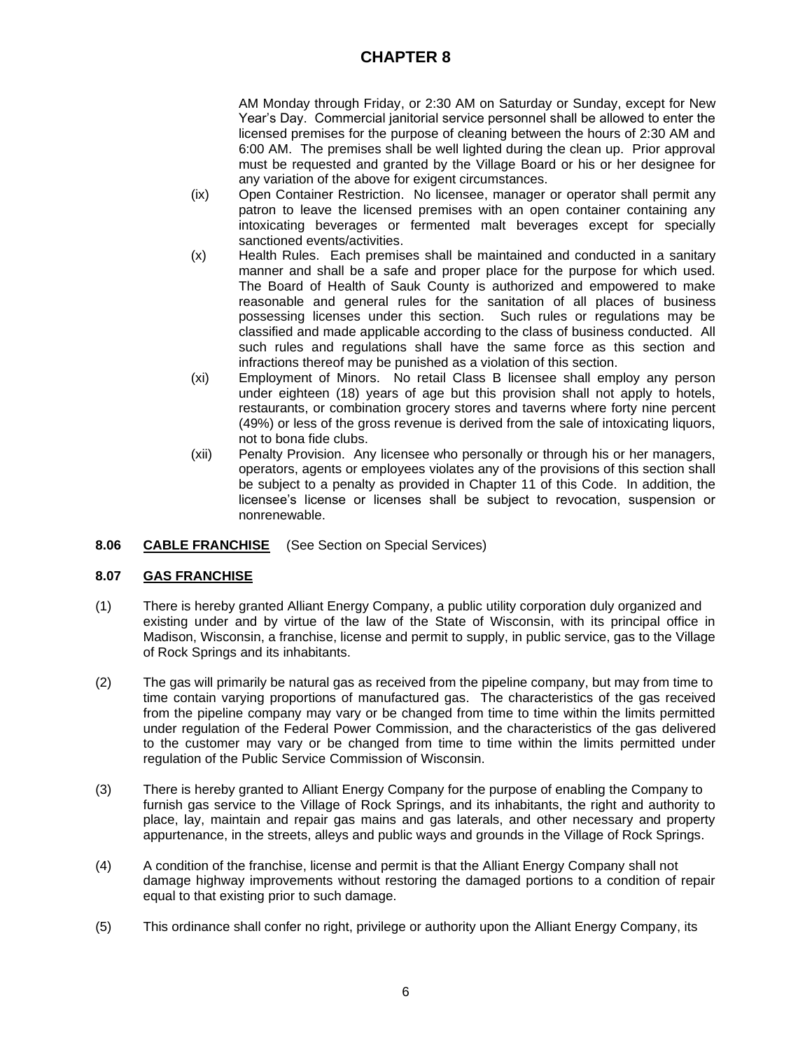AM Monday through Friday, or 2:30 AM on Saturday or Sunday, except for New Year's Day. Commercial janitorial service personnel shall be allowed to enter the licensed premises for the purpose of cleaning between the hours of 2:30 AM and 6:00 AM. The premises shall be well lighted during the clean up. Prior approval must be requested and granted by the Village Board or his or her designee for any variation of the above for exigent circumstances.

(ix) Open Container Restriction. No licensee, manager or operator shall permit any patron to leave the licensed premises with an open container containing any intoxicating beverages or fermented malt beverages except for specially sanctioned events/activities.

(x) Health Rules. Each premises shall be maintained and conducted in a sanitary manner and shall be a safe and proper place for the purpose for which used. The Board of Health of Sauk County is authorized and empowered to make reasonable and general rules for the sanitation of all places of business possessing licenses under this section. Such rules or regulations may be classified and made applicable according to the class of business conducted. All such rules and regulations shall have the same force as this section and infractions thereof may be punished as a violation of this section.

(xi) Employment of Minors. No retail Class B licensee shall employ any person under eighteen (18) years of age but this provision shall not apply to hotels, restaurants, or combination grocery stores and taverns where forty nine percent (49%) or less of the gross revenue is derived from the sale of intoxicating liquors, not to bona fide clubs.

(xii) Penalty Provision. Any licensee who personally or through his or her managers, operators, agents or employees violates any of the provisions of this section shall be subject to a penalty as provided in Chapter 11 of this Code. In addition, the licensee's license or licenses shall be subject to revocation, suspension or nonrenewable.

**8.06 CABLE FRANCHISE** (See Section on Special Services)

**8.07 GAS FRANCHISE**

(1) There is hereby granted Alliant Energy Company, a public utility corporation duly organized and existing under and by virtue of the law of the State of Wisconsin, with its principal office in Madison, Wisconsin, a franchise, license and permit to supply, in public service, gas to the Village of Rock Springs and its inhabitants.

(2) The gas will primarily be natural gas as received from the pipeline company, but may from time to time contain varying proportions of manufactured gas. The characteristics of the gas received from the pipeline company may vary or be changed from time to time within the limits permitted under regulation of the Federal Power Commission, and the characteristics of the gas delivered to the customer may vary or be changed from time to time within the limits permitted under regulation of the Public Service Commission of Wisconsin.

(3) There is hereby granted to Alliant Energy Company for the purpose of enabling the Company to furnish gas service to the Village of Rock Springs, and its inhabitants, the right and authority to place, lay, maintain and repair gas mains and gas laterals, and other necessary and property appurtenance, in the streets, alleys and public ways and grounds in the Village of Rock Springs.

(4) A condition of the franchise, license and permit is that the Alliant Energy Company shall not damage highway improvements without restoring the damaged portions to a condition of repair equal to that existing prior to such damage.

(5) This ordinance shall confer no right, privilege or authority upon the Alliant Energy Company, its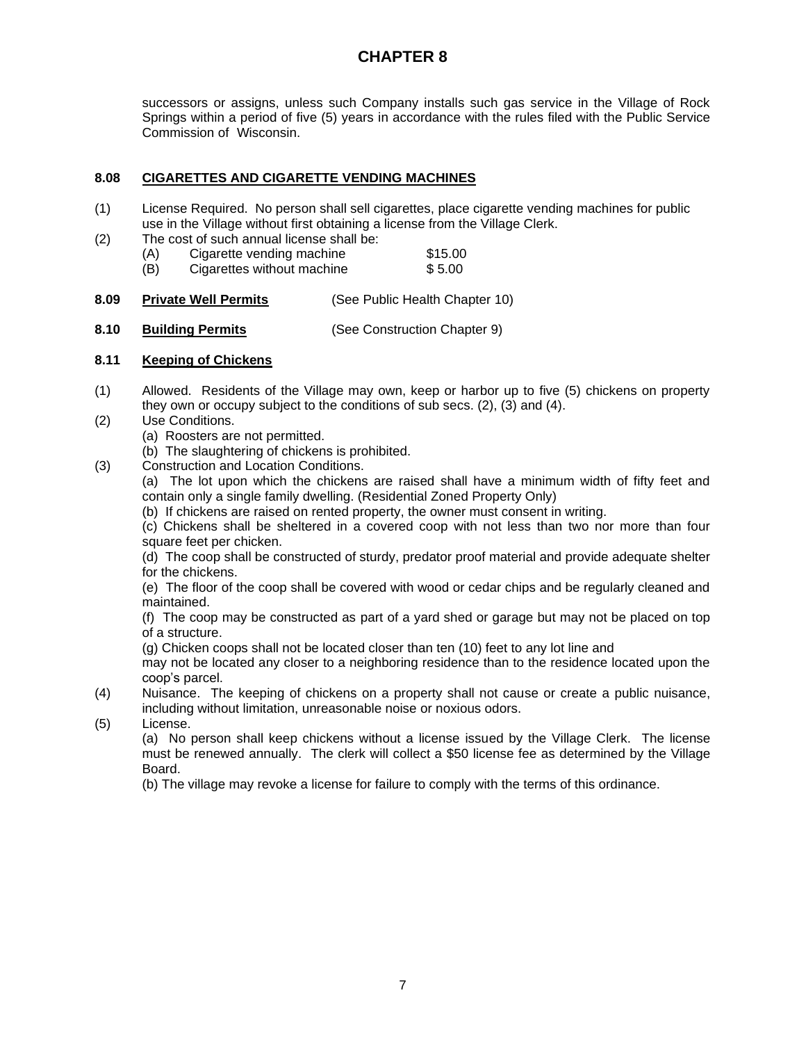# CHAPTER 8

successors or assigns, unless such Company installs such gas service in the Village of Rock Springs within a period of five (5) years in accordance with the rules filed with the Public Service Commission of Wisconsin.

## 8.08 CIGARETTES AND CIGARETTE VENDING MACHINES

(1) License Required. No person shall sell cigarettes, place cigarette vending machines for public use in the Village without first obtaining a license from the Village Clerk.

(2) The cost of such annual license shall be:

| | | |
|---|---|---|
| (A) | Cigarette vending machine | \$15.00 |
| (B) | Cigarettes without machine | \$ 5.00 |

## 8.09 Private Well Permits (See Public Health Chapter 10)

## 8.10 Building Permits (See Construction Chapter 9)

## 8.11 Keeping of Chickens

(1) Allowed. Residents of the Village may own, keep or harbor up to five (5) chickens on property they own or occupy subject to the conditions of sub secs. (2), (3) and (4).

(2) Use Conditions.

(a) Roosters are not permitted.

(b) The slaughtering of chickens is prohibited.

(3) Construction and Location Conditions.

(a) The lot upon which the chickens are raised shall have a minimum width of fifty feet and contain only a single family dwelling. (Residential Zoned Property Only)

(b) If chickens are raised on rented property, the owner must consent in writing.

(c) Chickens shall be sheltered in a covered coop with not less than two nor more than four square feet per chicken.

(d) The coop shall be constructed of sturdy, predator proof material and provide adequate shelter for the chickens.

(e) The floor of the coop shall be covered with wood or cedar chips and be regularly cleaned and maintained.

(f) The coop may be constructed as part of a yard shed or garage but may not be placed on top of a structure.

(g) Chicken coops shall not be located closer than ten (10) feet to any lot line and may not be located any closer to a neighboring residence than to the residence located upon the coop's parcel.

(4) Nuisance. The keeping of chickens on a property shall not cause or create a public nuisance, including without limitation, unreasonable noise or noxious odors.

(5) License.

(a) No person shall keep chickens without a license issued by the Village Clerk. The license must be renewed annually. The clerk will collect a \$50 license fee as determined by the Village Board.

(b) The village may revoke a license for failure to comply with the terms of this ordinance.